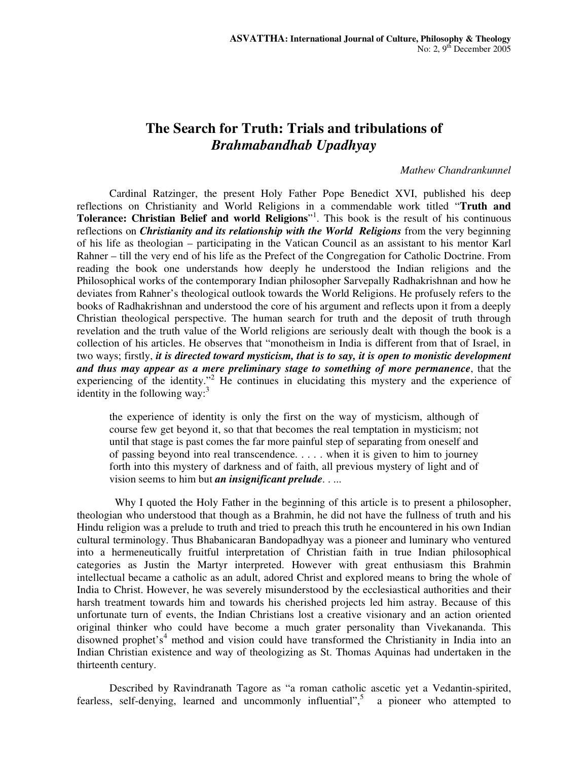# The Search for Truth: Trials and tribulations of *Brahmabandhab Upadhyay*

*Mathew Chandrankunnel*

Cardinal Ratzinger, the present Holy Father Pope Benedict XVI, published his deep reflections on Christianity and World Religions in a commendable work titled "**Truth and Tolerance: Christian Belief and world Religions**"[1]. This book is the result of his continuous reflections on ***Christianity and its relationship with the World Religions*** from the very beginning of his life as theologian – participating in the Vatican Council as an assistant to his mentor Karl Rahner – till the very end of his life as the Prefect of the Congregation for Catholic Doctrine. From reading the book one understands how deeply he understood the Indian religions and the Philosophical works of the contemporary Indian philosopher Sarvepally Radhakrishnan and how he deviates from Rahner's theological outlook towards the World Religions. He profusely refers to the books of Radhakrishnan and understood the core of his argument and reflects upon it from a deeply Christian theological perspective. The human search for truth and the deposit of truth through revelation and the truth value of the World religions are seriously dealt with though the book is a collection of his articles. He observes that "monotheism in India is different from that of Israel, in two ways; firstly, ***it is directed toward mysticism, that is to say, it is open to monistic development and thus may appear as a mere preliminary stage to something of more permanence***, that the experiencing of the identity."[2] He continues in elucidating this mystery and the experience of identity in the following way:[3]

> the experience of identity is only the first on the way of mysticism, although of course few get beyond it, so that that becomes the real temptation in mysticism; not until that stage is past comes the far more painful step of separating from oneself and of passing beyond into real transcendence. . . . . when it is given to him to journey forth into this mystery of darkness and of faith, all previous mystery of light and of vision seems to him but ***an insignificant prelude***. . ...

Why I quoted the Holy Father in the beginning of this article is to present a philosopher, theologian who understood that though as a Brahmin, he did not have the fullness of truth and his Hindu religion was a prelude to truth and tried to preach this truth he encountered in his own Indian cultural terminology. Thus Bhabanicaran Bandopadhyay was a pioneer and luminary who ventured into a hermeneutically fruitful interpretation of Christian faith in true Indian philosophical categories as Justin the Martyr interpreted. However with great enthusiasm this Brahmin intellectual became a catholic as an adult, adored Christ and explored means to bring the whole of India to Christ. However, he was severely misunderstood by the ecclesiastical authorities and their harsh treatment towards him and towards his cherished projects led him astray. Because of this unfortunate turn of events, the Indian Christians lost a creative visionary and an action oriented original thinker who could have become a much grater personality than Vivekananda. This disowned prophet's[4] method and vision could have transformed the Christianity in India into an Indian Christian existence and way of theologizing as St. Thomas Aquinas had undertaken in the thirteenth century.

Described by Ravindranath Tagore as "a roman catholic ascetic yet a Vedantin-spirited, fearless, self-denying, learned and uncommonly influential",[5] a pioneer who attempted to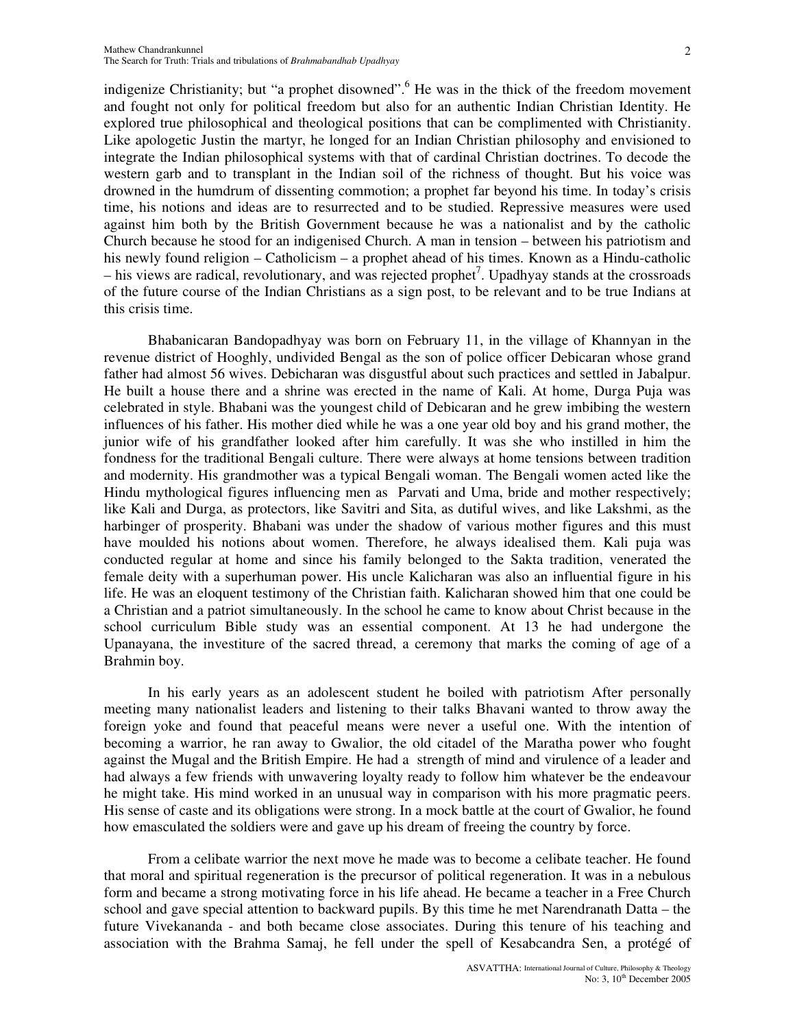indigenize Christianity; but "a prophet disowned".[6] He was in the thick of the freedom movement and fought not only for political freedom but also for an authentic Indian Christian Identity. He explored true philosophical and theological positions that can be complimented with Christianity. Like apologetic Justin the martyr, he longed for an Indian Christian philosophy and envisioned to integrate the Indian philosophical systems with that of cardinal Christian doctrines. To decode the western garb and to transplant in the Indian soil of the richness of thought. But his voice was drowned in the humdrum of dissenting commotion; a prophet far beyond his time. In today's crisis time, his notions and ideas are to resurrected and to be studied. Repressive measures were used against him both by the British Government because he was a nationalist and by the catholic Church because he stood for an indigenised Church. A man in tension – between his patriotism and his newly found religion – Catholicism – a prophet ahead of his times. Known as a Hindu-catholic – his views are radical, revolutionary, and was rejected prophet[7]. Upadhyay stands at the crossroads of the future course of the Indian Christians as a sign post, to be relevant and to be true Indians at this crisis time.

Bhabanicaran Bandopadhyay was born on February 11, in the village of Khannyan in the revenue district of Hooghly, undivided Bengal as the son of police officer Debicaran whose grand father had almost 56 wives. Debicharan was disgustful about such practices and settled in Jabalpur. He built a house there and a shrine was erected in the name of Kali. At home, Durga Puja was celebrated in style. Bhabani was the youngest child of Debicaran and he grew imbibing the western influences of his father. His mother died while he was a one year old boy and his grand mother, the junior wife of his grandfather looked after him carefully. It was she who instilled in him the fondness for the traditional Bengali culture. There were always at home tensions between tradition and modernity. His grandmother was a typical Bengali woman. The Bengali women acted like the Hindu mythological figures influencing men as Parvati and Uma, bride and mother respectively; like Kali and Durga, as protectors, like Savitri and Sita, as dutiful wives, and like Lakshmi, as the harbinger of prosperity. Bhabani was under the shadow of various mother figures and this must have moulded his notions about women. Therefore, he always idealised them. Kali puja was conducted regular at home and since his family belonged to the Sakta tradition, venerated the female deity with a superhuman power. His uncle Kalicharan was also an influential figure in his life. He was an eloquent testimony of the Christian faith. Kalicharan showed him that one could be a Christian and a patriot simultaneously. In the school he came to know about Christ because in the school curriculum Bible study was an essential component. At 13 he had undergone the Upanayana, the investiture of the sacred thread, a ceremony that marks the coming of age of a Brahmin boy.

In his early years as an adolescent student he boiled with patriotism After personally meeting many nationalist leaders and listening to their talks Bhavani wanted to throw away the foreign yoke and found that peaceful means were never a useful one. With the intention of becoming a warrior, he ran away to Gwalior, the old citadel of the Maratha power who fought against the Mugal and the British Empire. He had a strength of mind and virulence of a leader and had always a few friends with unwavering loyalty ready to follow him whatever be the endeavour he might take. His mind worked in an unusual way in comparison with his more pragmatic peers. His sense of caste and its obligations were strong. In a mock battle at the court of Gwalior, he found how emasculated the soldiers were and gave up his dream of freeing the country by force.

From a celibate warrior the next move he made was to become a celibate teacher. He found that moral and spiritual regeneration is the precursor of political regeneration. It was in a nebulous form and became a strong motivating force in his life ahead. He became a teacher in a Free Church school and gave special attention to backward pupils. By this time he met Narendranath Datta – the future Vivekananda - and both became close associates. During this tenure of his teaching and association with the Brahma Samaj, he fell under the spell of Kesabcandra Sen, a protégé of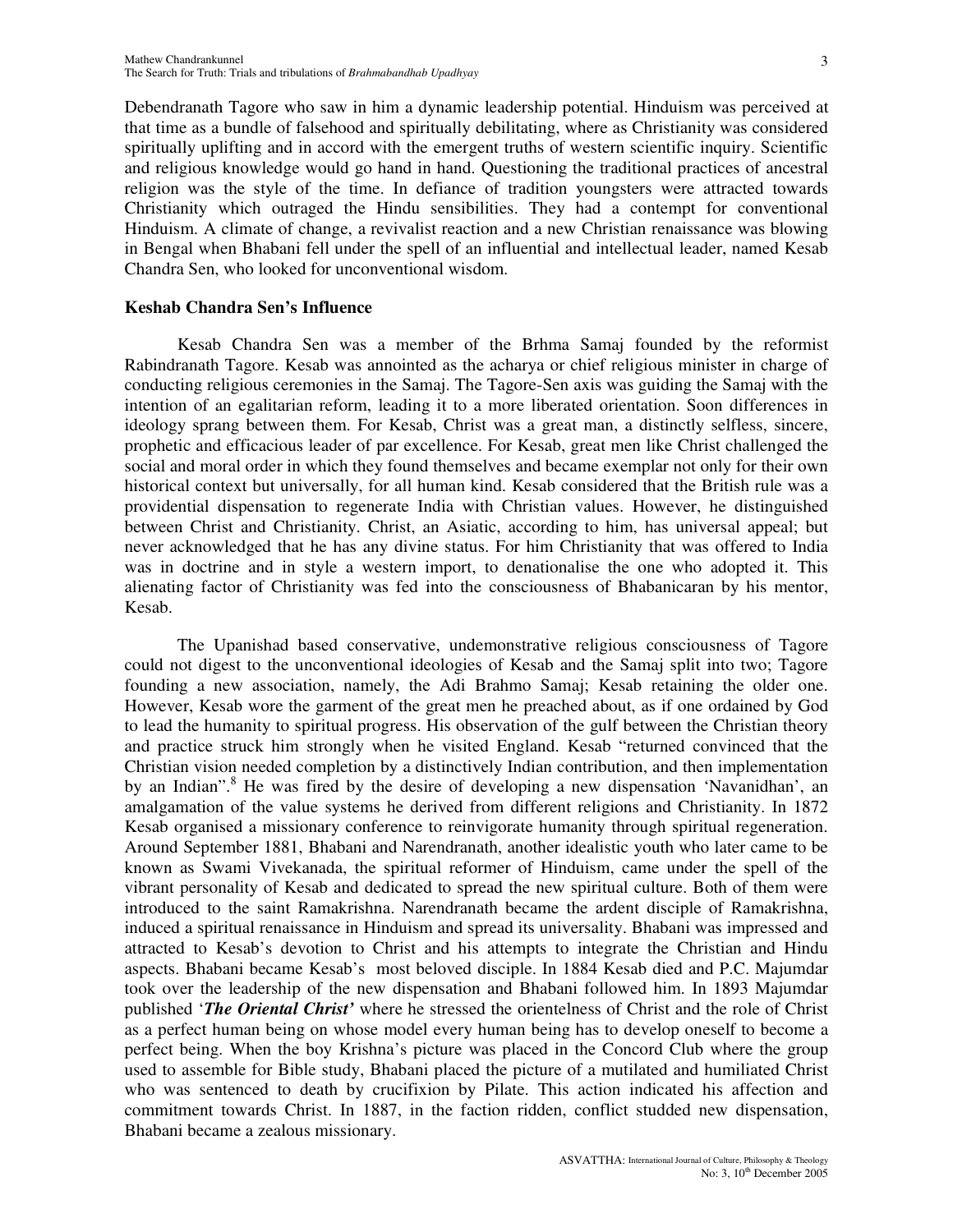Debendranath Tagore who saw in him a dynamic leadership potential. Hinduism was perceived at that time as a bundle of falsehood and spiritually debilitating, where as Christianity was considered spiritually uplifting and in accord with the emergent truths of western scientific inquiry. Scientific and religious knowledge would go hand in hand. Questioning the traditional practices of ancestral religion was the style of the time. In defiance of tradition youngsters were attracted towards Christianity which outraged the Hindu sensibilities. They had a contempt for conventional Hinduism. A climate of change, a revivalist reaction and a new Christian renaissance was blowing in Bengal when Bhabani fell under the spell of an influential and intellectual leader, named Kesab Chandra Sen, who looked for unconventional wisdom.

## Keshab Chandra Sen's Influence

Kesab Chandra Sen was a member of the Brhma Samaj founded by the reformist Rabindranath Tagore. Kesab was annointed as the acharya or chief religious minister in charge of conducting religious ceremonies in the Samaj. The Tagore-Sen axis was guiding the Samaj with the intention of an egalitarian reform, leading it to a more liberated orientation. Soon differences in ideology sprang between them. For Kesab, Christ was a great man, a distinctly selfless, sincere, prophetic and efficacious leader of par excellence. For Kesab, great men like Christ challenged the social and moral order in which they found themselves and became exemplar not only for their own historical context but universally, for all human kind. Kesab considered that the British rule was a providential dispensation to regenerate India with Christian values. However, he distinguished between Christ and Christianity. Christ, an Asiatic, according to him, has universal appeal; but never acknowledged that he has any divine status. For him Christianity that was offered to India was in doctrine and in style a western import, to denationalise the one who adopted it. This alienating factor of Christianity was fed into the consciousness of Bhabanicaran by his mentor, Kesab.

The Upanishad based conservative, undemonstrative religious consciousness of Tagore could not digest to the unconventional ideologies of Kesab and the Samaj split into two; Tagore founding a new association, namely, the Adi Brahmo Samaj; Kesab retaining the older one. However, Kesab wore the garment of the great men he preached about, as if one ordained by God to lead the humanity to spiritual progress. His observation of the gulf between the Christian theory and practice struck him strongly when he visited England. Kesab "returned convinced that the Christian vision needed completion by a distinctively Indian contribution, and then implementation by an Indian".[8] He was fired by the desire of developing a new dispensation 'Navanidhan', an amalgamation of the value systems he derived from different religions and Christianity. In 1872 Kesab organised a missionary conference to reinvigorate humanity through spiritual regeneration. Around September 1881, Bhabani and Narendranath, another idealistic youth who later came to be known as Swami Vivekanada, the spiritual reformer of Hinduism, came under the spell of the vibrant personality of Kesab and dedicated to spread the new spiritual culture. Both of them were introduced to the saint Ramakrishna. Narendranath became the ardent disciple of Ramakrishna, induced a spiritual renaissance in Hinduism and spread its universality. Bhabani was impressed and attracted to Kesab's devotion to Christ and his attempts to integrate the Christian and Hindu aspects. Bhabani became Kesab's most beloved disciple. In 1884 Kesab died and P.C. Majumdar took over the leadership of the new dispensation and Bhabani followed him. In 1893 Majumdar published '***The Oriental Christ***' where he stressed the orientelness of Christ and the role of Christ as a perfect human being on whose model every human being has to develop oneself to become a perfect being. When the boy Krishna's picture was placed in the Concord Club where the group used to assemble for Bible study, Bhabani placed the picture of a mutilated and humiliated Christ who was sentenced to death by crucifixion by Pilate. This action indicated his affection and commitment towards Christ. In 1887, in the faction ridden, conflict studded new dispensation, Bhabani became a zealous missionary.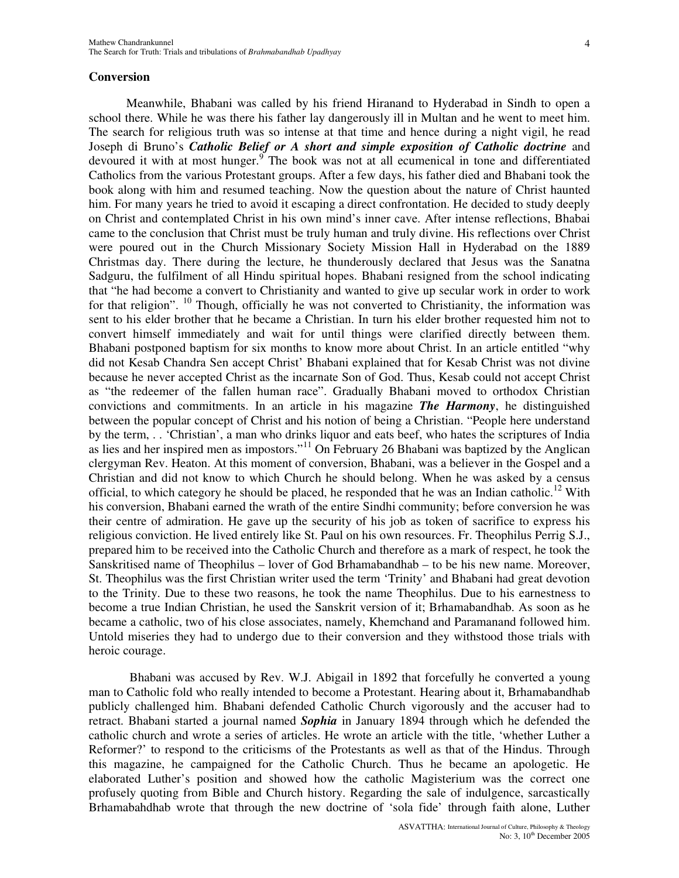## Conversion

Meanwhile, Bhabani was called by his friend Hiranand to Hyderabad in Sindh to open a school there. While he was there his father lay dangerously ill in Multan and he went to meet him. The search for religious truth was so intense at that time and hence during a night vigil, he read Joseph di Bruno's ***Catholic Belief or A short and simple exposition of Catholic doctrine*** and devoured it with at most hunger.[9] The book was not at all ecumenical in tone and differentiated Catholics from the various Protestant groups. After a few days, his father died and Bhabani took the book along with him and resumed teaching. Now the question about the nature of Christ haunted him. For many years he tried to avoid it escaping a direct confrontation. He decided to study deeply on Christ and contemplated Christ in his own mind's inner cave. After intense reflections, Bhabai came to the conclusion that Christ must be truly human and truly divine. His reflections over Christ were poured out in the Church Missionary Society Mission Hall in Hyderabad on the 1889 Christmas day. There during the lecture, he thunderously declared that Jesus was the Sanatna Sadguru, the fulfilment of all Hindu spiritual hopes. Bhabani resigned from the school indicating that "he had become a convert to Christianity and wanted to give up secular work in order to work for that religion". [10] Though, officially he was not converted to Christianity, the information was sent to his elder brother that he became a Christian. In turn his elder brother requested him not to convert himself immediately and wait for until things were clarified directly between them. Bhabani postponed baptism for six months to know more about Christ. In an article entitled "why did not Kesab Chandra Sen accept Christ' Bhabani explained that for Kesab Christ was not divine because he never accepted Christ as the incarnate Son of God. Thus, Kesab could not accept Christ as "the redeemer of the fallen human race". Gradually Bhabani moved to orthodox Christian convictions and commitments. In an article in his magazine ***The Harmony***, he distinguished between the popular concept of Christ and his notion of being a Christian. "People here understand by the term, . . 'Christian', a man who drinks liquor and eats beef, who hates the scriptures of India as lies and her inspired men as impostors."[11] On February 26 Bhabani was baptized by the Anglican clergyman Rev. Heaton. At this moment of conversion, Bhabani, was a believer in the Gospel and a Christian and did not know to which Church he should belong. When he was asked by a census official, to which category he should be placed, he responded that he was an Indian catholic.[12] With his conversion, Bhabani earned the wrath of the entire Sindhi community; before conversion he was their centre of admiration. He gave up the security of his job as token of sacrifice to express his religious conviction. He lived entirely like St. Paul on his own resources. Fr. Theophilus Perrig S.J., prepared him to be received into the Catholic Church and therefore as a mark of respect, he took the Sanskritised name of Theophilus – lover of God Brhamabandhab – to be his new name. Moreover, St. Theophilus was the first Christian writer used the term 'Trinity' and Bhabani had great devotion to the Trinity. Due to these two reasons, he took the name Theophilus. Due to his earnestness to become a true Indian Christian, he used the Sanskrit version of it; Brhamabandhab. As soon as he became a catholic, two of his close associates, namely, Khemchand and Paramanand followed him. Untold miseries they had to undergo due to their conversion and they withstood those trials with heroic courage.

Bhabani was accused by Rev. W.J. Abigail in 1892 that forcefully he converted a young man to Catholic fold who really intended to become a Protestant. Hearing about it, Brhamabandhab publicly challenged him. Bhabani defended Catholic Church vigorously and the accuser had to retract. Bhabani started a journal named ***Sophia*** in January 1894 through which he defended the catholic church and wrote a series of articles. He wrote an article with the title, 'whether Luther a Reformer?' to respond to the criticisms of the Protestants as well as that of the Hindus. Through this magazine, he campaigned for the Catholic Church. Thus he became an apologetic. He elaborated Luther's position and showed how the catholic Magisterium was the correct one profusely quoting from Bible and Church history. Regarding the sale of indulgence, sarcastically Brhamabahdhab wrote that through the new doctrine of 'sola fide' through faith alone, Luther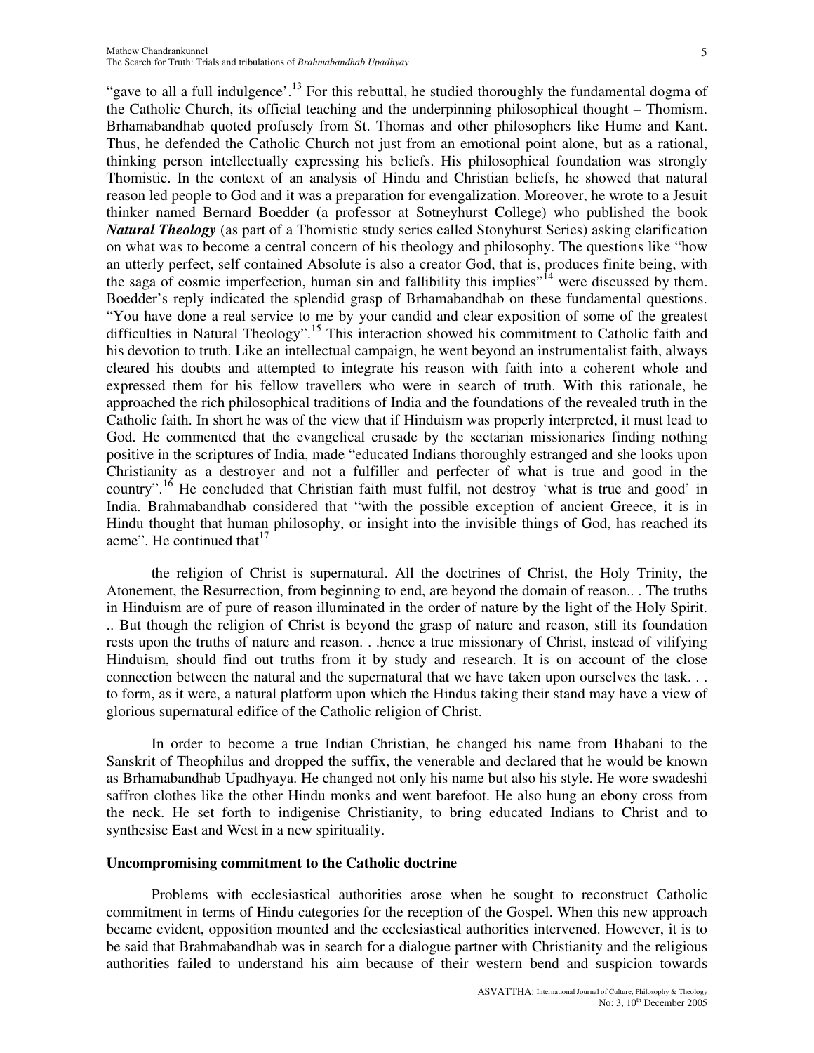“gave to all a full indulgence’.[13] For this rebuttal, he studied thoroughly the fundamental dogma of the Catholic Church, its official teaching and the underpinning philosophical thought – Thomism. Brhamabandhab quoted profusely from St. Thomas and other philosophers like Hume and Kant. Thus, he defended the Catholic Church not just from an emotional point alone, but as a rational, thinking person intellectually expressing his beliefs. His philosophical foundation was strongly Thomistic. In the context of an analysis of Hindu and Christian beliefs, he showed that natural reason led people to God and it was a preparation for evengalization. Moreover, he wrote to a Jesuit thinker named Bernard Boedder (a professor at Sotneyhurst College) who published the book ***Natural Theology*** (as part of a Thomistic study series called Stonyhurst Series) asking clarification on what was to become a central concern of his theology and philosophy. The questions like “how an utterly perfect, self contained Absolute is also a creator God, that is, produces finite being, with the saga of cosmic imperfection, human sin and fallibility this implies”[14] were discussed by them. Boedder’s reply indicated the splendid grasp of Brhamabandhab on these fundamental questions. “You have done a real service to me by your candid and clear exposition of some of the greatest difficulties in Natural Theology”.[15] This interaction showed his commitment to Catholic faith and his devotion to truth. Like an intellectual campaign, he went beyond an instrumentalist faith, always cleared his doubts and attempted to integrate his reason with faith into a coherent whole and expressed them for his fellow travellers who were in search of truth. With this rationale, he approached the rich philosophical traditions of India and the foundations of the revealed truth in the Catholic faith. In short he was of the view that if Hinduism was properly interpreted, it must lead to God. He commented that the evangelical crusade by the sectarian missionaries finding nothing positive in the scriptures of India, made “educated Indians thoroughly estranged and she looks upon Christianity as a destroyer and not a fulfiller and perfecter of what is true and good in the country”.[16] He concluded that Christian faith must fulfil, not destroy ‘what is true and good’ in India. Brahmabandhab considered that “with the possible exception of ancient Greece, it is in Hindu thought that human philosophy, or insight into the invisible things of God, has reached its acme”. He continued that[17]

> the religion of Christ is supernatural. All the doctrines of Christ, the Holy Trinity, the Atonement, the Resurrection, from beginning to end, are beyond the domain of reason.. . The truths in Hinduism are of pure of reason illuminated in the order of nature by the light of the Holy Spirit. .. But though the religion of Christ is beyond the grasp of nature and reason, still its foundation rests upon the truths of nature and reason. . .hence a true missionary of Christ, instead of vilifying Hinduism, should find out truths from it by study and research. It is on account of the close connection between the natural and the supernatural that we have taken upon ourselves the task. . . to form, as it were, a natural platform upon which the Hindus taking their stand may have a view of glorious supernatural edifice of the Catholic religion of Christ.

In order to become a true Indian Christian, he changed his name from Bhabani to the Sanskrit of Theophilus and dropped the suffix, the venerable and declared that he would be known as Brhamabandhab Upadhyaya. He changed not only his name but also his style. He wore swadeshi saffron clothes like the other Hindu monks and went barefoot. He also hung an ebony cross from the neck. He set forth to indigenise Christianity, to bring educated Indians to Christ and to synthesise East and West in a new spirituality.

**Uncompromising commitment to the Catholic doctrine**

Problems with ecclesiastical authorities arose when he sought to reconstruct Catholic commitment in terms of Hindu categories for the reception of the Gospel. When this new approach became evident, opposition mounted and the ecclesiastical authorities intervened. However, it is to be said that Brahmabandhab was in search for a dialogue partner with Christianity and the religious authorities failed to understand his aim because of their western bend and suspicion towards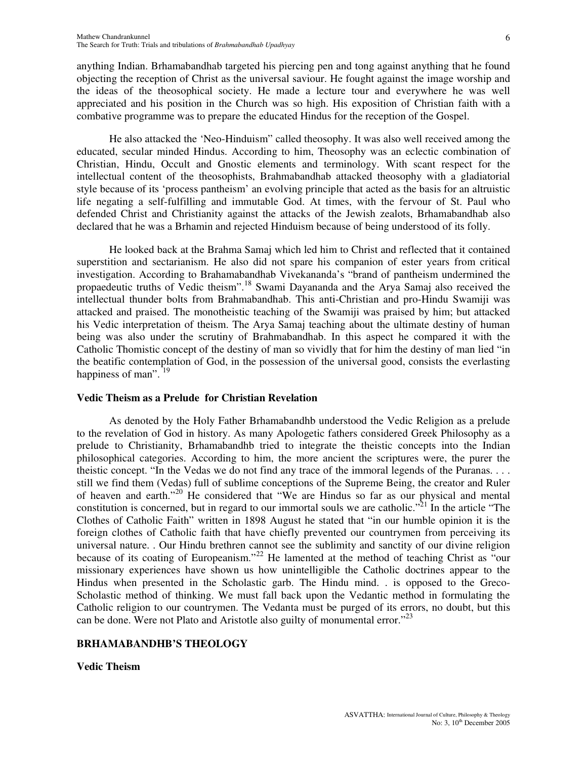anything Indian. Brhamabandhab targeted his piercing pen and tong against anything that he found objecting the reception of Christ as the universal saviour. He fought against the image worship and the ideas of the theosophical society. He made a lecture tour and everywhere he was well appreciated and his position in the Church was so high. His exposition of Christian faith with a combative programme was to prepare the educated Hindus for the reception of the Gospel.

He also attacked the 'Neo-Hinduism" called theosophy. It was also well received among the educated, secular minded Hindus. According to him, Theosophy was an eclectic combination of Christian, Hindu, Occult and Gnostic elements and terminology. With scant respect for the intellectual content of the theosophists, Brahmabandhab attacked theosophy with a gladiatorial style because of its 'process pantheism' an evolving principle that acted as the basis for an altruistic life negating a self-fulfilling and immutable God. At times, with the fervour of St. Paul who defended Christ and Christianity against the attacks of the Jewish zealots, Brhamabandhab also declared that he was a Brhamin and rejected Hinduism because of being understood of its folly.

He looked back at the Brahma Samaj which led him to Christ and reflected that it contained superstition and sectarianism. He also did not spare his companion of ester years from critical investigation. According to Brahamabandhab Vivekananda's "brand of pantheism undermined the propaedeutic truths of Vedic theism".[18] Swami Dayananda and the Arya Samaj also received the intellectual thunder bolts from Brahmabandhab. This anti-Christian and pro-Hindu Swamiji was attacked and praised. The monotheistic teaching of the Swamiji was praised by him; but attacked his Vedic interpretation of theism. The Arya Samaj teaching about the ultimate destiny of human being was also under the scrutiny of Brahmabandhab. In this aspect he compared it with the Catholic Thomistic concept of the destiny of man so vividly that for him the destiny of man lied "in the beatific contemplation of God, in the possession of the universal good, consists the everlasting happiness of man". [19]

**Vedic Theism as a Prelude for Christian Revelation**

As denoted by the Holy Father Brhamabandhb understood the Vedic Religion as a prelude to the revelation of God in history. As many Apologetic fathers considered Greek Philosophy as a prelude to Christianity, Brhamabandhb tried to integrate the theistic concepts into the Indian philosophical categories. According to him, the more ancient the scriptures were, the purer the theistic concept. "In the Vedas we do not find any trace of the immoral legends of the Puranas. . . . still we find them (Vedas) full of sublime conceptions of the Supreme Being, the creator and Ruler of heaven and earth."[20] He considered that "We are Hindus so far as our physical and mental constitution is concerned, but in regard to our immortal souls we are catholic."[21] In the article "The Clothes of Catholic Faith" written in 1898 August he stated that "in our humble opinion it is the foreign clothes of Catholic faith that have chiefly prevented our countrymen from perceiving its universal nature. . Our Hindu brethren cannot see the sublimity and sanctity of our divine religion because of its coating of Europeanism."[22] He lamented at the method of teaching Christ as "our missionary experiences have shown us how unintelligible the Catholic doctrines appear to the Hindus when presented in the Scholastic garb. The Hindu mind. . is opposed to the Greco-Scholastic method of thinking. We must fall back upon the Vedantic method in formulating the Catholic religion to our countrymen. The Vedanta must be purged of its errors, no doubt, but this can be done. Were not Plato and Aristotle also guilty of monumental error."[23]

## BRHAMABANDHB'S THEOLOGY

**Vedic Theism**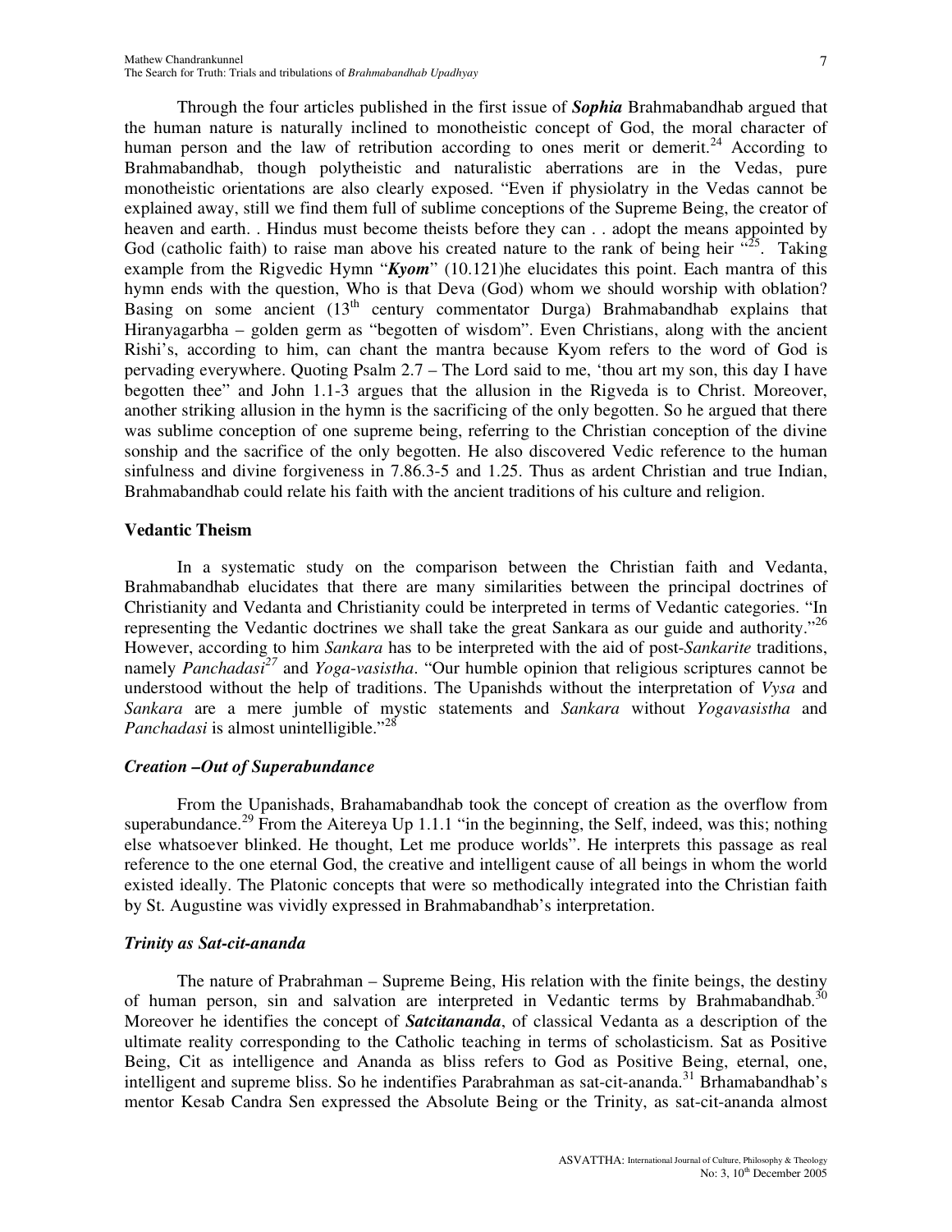Through the four articles published in the first issue of ***Sophia*** Brahmabandhab argued that the human nature is naturally inclined to monotheistic concept of God, the moral character of human person and the law of retribution according to ones merit or demerit.[24] According to Brahmabandhab, though polytheistic and naturalistic aberrations are in the Vedas, pure monotheistic orientations are also clearly exposed. "Even if physiolatry in the Vedas cannot be explained away, still we find them full of sublime conceptions of the Supreme Being, the creator of heaven and earth. . Hindus must become theists before they can . . adopt the means appointed by God (catholic faith) to raise man above his created nature to the rank of being heir "[25]. Taking example from the Rigvedic Hymn "***Kyom***" (10.121)he elucidates this point. Each mantra of this hymn ends with the question, Who is that Deva (God) whom we should worship with oblation? Basing on some ancient (13th century commentator Durga) Brahmabandhab explains that Hiranyagarbha – golden germ as "begotten of wisdom". Even Christians, along with the ancient Rishi's, according to him, can chant the mantra because Kyom refers to the word of God is pervading everywhere. Quoting Psalm 2.7 – The Lord said to me, 'thou art my son, this day I have begotten thee" and John 1.1-3 argues that the allusion in the Rigveda is to Christ. Moreover, another striking allusion in the hymn is the sacrificing of the only begotten. So he argued that there was sublime conception of one supreme being, referring to the Christian conception of the divine sonship and the sacrifice of the only begotten. He also discovered Vedic reference to the human sinfulness and divine forgiveness in 7.86.3-5 and 1.25. Thus as ardent Christian and true Indian, Brahmabandhab could relate his faith with the ancient traditions of his culture and religion.

## Vedantic Theism

In a systematic study on the comparison between the Christian faith and Vedanta, Brahmabandhab elucidates that there are many similarities between the principal doctrines of Christianity and Vedanta and Christianity could be interpreted in terms of Vedantic categories. "In representing the Vedantic doctrines we shall take the great Sankara as our guide and authority."[26] However, according to him *Sankara* has to be interpreted with the aid of post-*Sankarite* traditions, namely *Panchadasi*[27] and *Yoga-vasistha*. "Our humble opinion that religious scriptures cannot be understood without the help of traditions. The Upanishds without the interpretation of *Vysa* and *Sankara* are a mere jumble of mystic statements and *Sankara* without *Yogavasistha* and *Panchadasi* is almost unintelligible."[28]

### *Creation –Out of Superabundance*

From the Upanishads, Brahamabandhab took the concept of creation as the overflow from superabundance.[29] From the Aitereya Up 1.1.1 "in the beginning, the Self, indeed, was this; nothing else whatsoever blinked. He thought, Let me produce worlds". He interprets this passage as real reference to the one eternal God, the creative and intelligent cause of all beings in whom the world existed ideally. The Platonic concepts that were so methodically integrated into the Christian faith by St. Augustine was vividly expressed in Brahmabandhab's interpretation.

### *Trinity as Sat-cit-ananda*

The nature of Prabrahman – Supreme Being, His relation with the finite beings, the destiny of human person, sin and salvation are interpreted in Vedantic terms by Brahmabandhab.[30] Moreover he identifies the concept of ***Satcitananda***, of classical Vedanta as a description of the ultimate reality corresponding to the Catholic teaching in terms of scholasticism. Sat as Positive Being, Cit as intelligence and Ananda as bliss refers to God as Positive Being, eternal, one, intelligent and supreme bliss. So he indentifies Parabrahman as sat-cit-ananda.[31] Brhamabandhab's mentor Kesab Candra Sen expressed the Absolute Being or the Trinity, as sat-cit-ananda almost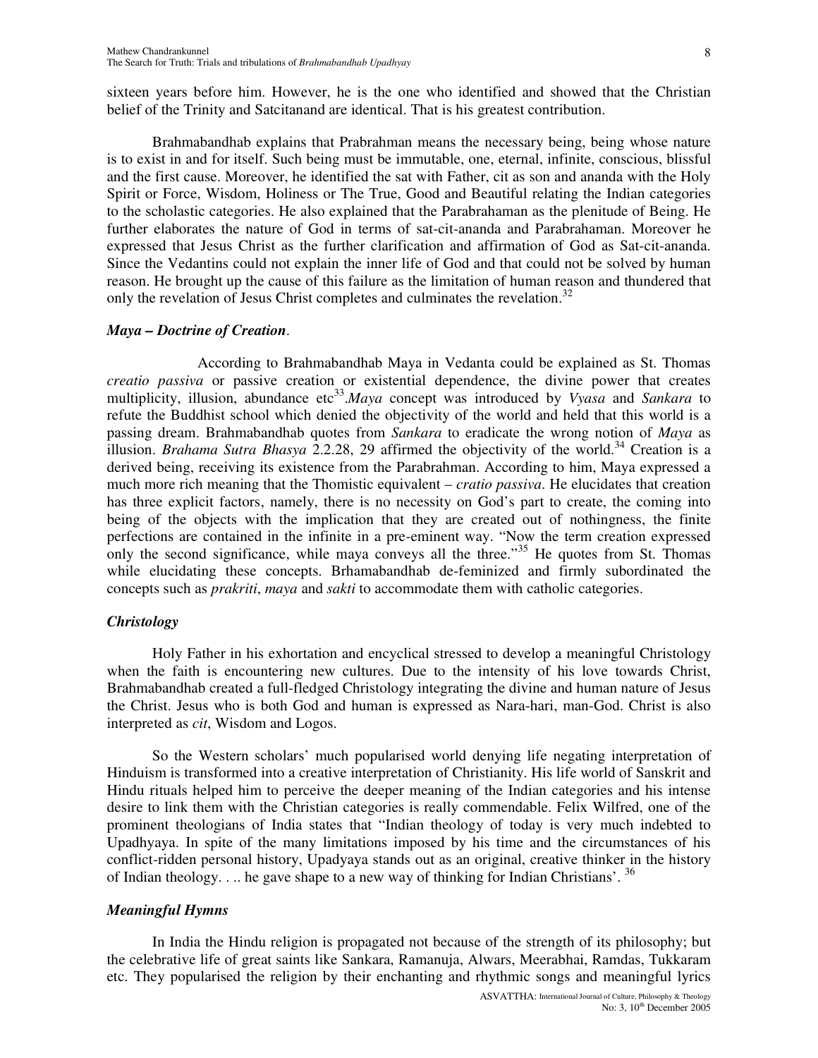sixteen years before him. However, he is the one who identified and showed that the Christian belief of the Trinity and Satcitanand are identical. That is his greatest contribution.

Brahmabandhab explains that Prabrahman means the necessary being, being whose nature is to exist in and for itself. Such being must be immutable, one, eternal, infinite, conscious, blissful and the first cause. Moreover, he identified the sat with Father, cit as son and ananda with the Holy Spirit or Force, Wisdom, Holiness or The True, Good and Beautiful relating the Indian categories to the scholastic categories. He also explained that the Parabrahaman as the plenitude of Being. He further elaborates the nature of God in terms of sat-cit-ananda and Parabrahaman. Moreover he expressed that Jesus Christ as the further clarification and affirmation of God as Sat-cit-ananda. Since the Vedantins could not explain the inner life of God and that could not be solved by human reason. He brought up the cause of this failure as the limitation of human reason and thundered that only the revelation of Jesus Christ completes and culminates the revelation.[32]

### *Maya – Doctrine of Creation*.

According to Brahmabandhab Maya in Vedanta could be explained as St. Thomas *creatio passiva* or passive creation or existential dependence, the divine power that creates multiplicity, illusion, abundance etc[33].*Maya* concept was introduced by *Vyasa* and *Sankara* to refute the Buddhist school which denied the objectivity of the world and held that this world is a passing dream. Brahmabandhab quotes from *Sankara* to eradicate the wrong notion of *Maya* as illusion. *Brahama Sutra Bhasya* 2.2.28, 29 affirmed the objectivity of the world.[34] Creation is a derived being, receiving its existence from the Parabrahman. According to him, Maya expressed a much more rich meaning that the Thomistic equivalent – *cratio passiva*. He elucidates that creation has three explicit factors, namely, there is no necessity on God's part to create, the coming into being of the objects with the implication that they are created out of nothingness, the finite perfections are contained in the infinite in a pre-eminent way. "Now the term creation expressed only the second significance, while maya conveys all the three."[35] He quotes from St. Thomas while elucidating these concepts. Brhamabandhab de-feminized and firmly subordinated the concepts such as *prakriti*, *maya* and *sakti* to accommodate them with catholic categories.

### *Christology*

Holy Father in his exhortation and encyclical stressed to develop a meaningful Christology when the faith is encountering new cultures. Due to the intensity of his love towards Christ, Brahmabandhab created a full-fledged Christology integrating the divine and human nature of Jesus the Christ. Jesus who is both God and human is expressed as Nara-hari, man-God. Christ is also interpreted as *cit*, Wisdom and Logos.

So the Western scholars' much popularised world denying life negating interpretation of Hinduism is transformed into a creative interpretation of Christianity. His life world of Sanskrit and Hindu rituals helped him to perceive the deeper meaning of the Indian categories and his intense desire to link them with the Christian categories is really commendable. Felix Wilfred, one of the prominent theologians of India states that "Indian theology of today is very much indebted to Upadhyaya. In spite of the many limitations imposed by his time and the circumstances of his conflict-ridden personal history, Upadyaya stands out as an original, creative thinker in the history of Indian theology. . .. he gave shape to a new way of thinking for Indian Christians'. [36]

### *Meaningful Hymns*

In India the Hindu religion is propagated not because of the strength of its philosophy; but the celebrative life of great saints like Sankara, Ramanuja, Alwars, Meerabhai, Ramdas, Tukkaram etc. They popularised the religion by their enchanting and rhythmic songs and meaningful lyrics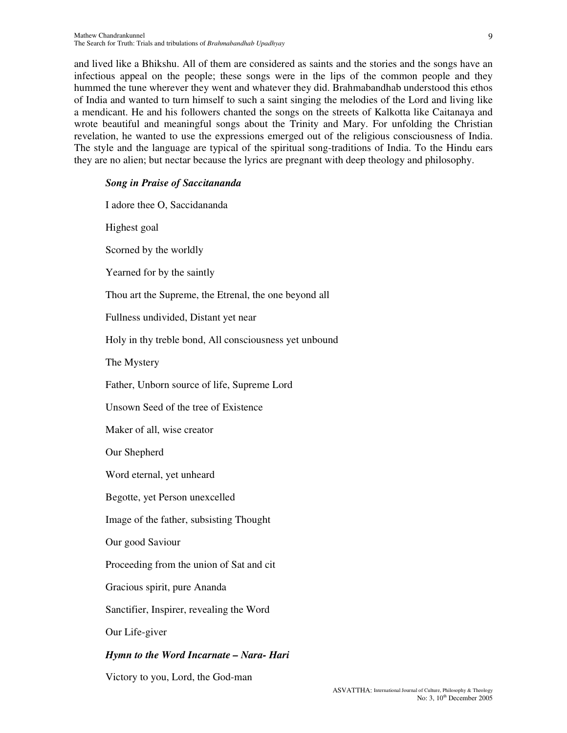and lived like a Bhikshu. All of them are considered as saints and the stories and the songs have an infectious appeal on the people; these songs were in the lips of the common people and they hummed the tune wherever they went and whatever they did. Brahmabandhab understood this ethos of India and wanted to turn himself to such a saint singing the melodies of the Lord and living like a mendicant. He and his followers chanted the songs on the streets of Kalkotta like Caitanaya and wrote beautiful and meaningful songs about the Trinity and Mary. For unfolding the Christian revelation, he wanted to use the expressions emerged out of the religious consciousness of India. The style and the language are typical of the spiritual song-traditions of India. To the Hindu ears they are no alien; but nectar because the lyrics are pregnant with deep theology and philosophy.

***Song in Praise of Saccitananda***

I adore thee O, Saccidananda

Highest goal

Scorned by the worldly

Yearned for by the saintly

Thou art the Supreme, the Etrenal, the one beyond all

Fullness undivided, Distant yet near

Holy in thy treble bond, All consciousness yet unbound

The Mystery

Father, Unborn source of life, Supreme Lord

Unsown Seed of the tree of Existence

Maker of all, wise creator

Our Shepherd

Word eternal, yet unheard

Begotte, yet Person unexcelled

Image of the father, subsisting Thought

Our good Saviour

Proceeding from the union of Sat and cit

Gracious spirit, pure Ananda

Sanctifier, Inspirer, revealing the Word

Our Life-giver

***Hymn to the Word Incarnate – Nara- Hari***

Victory to you, Lord, the God-man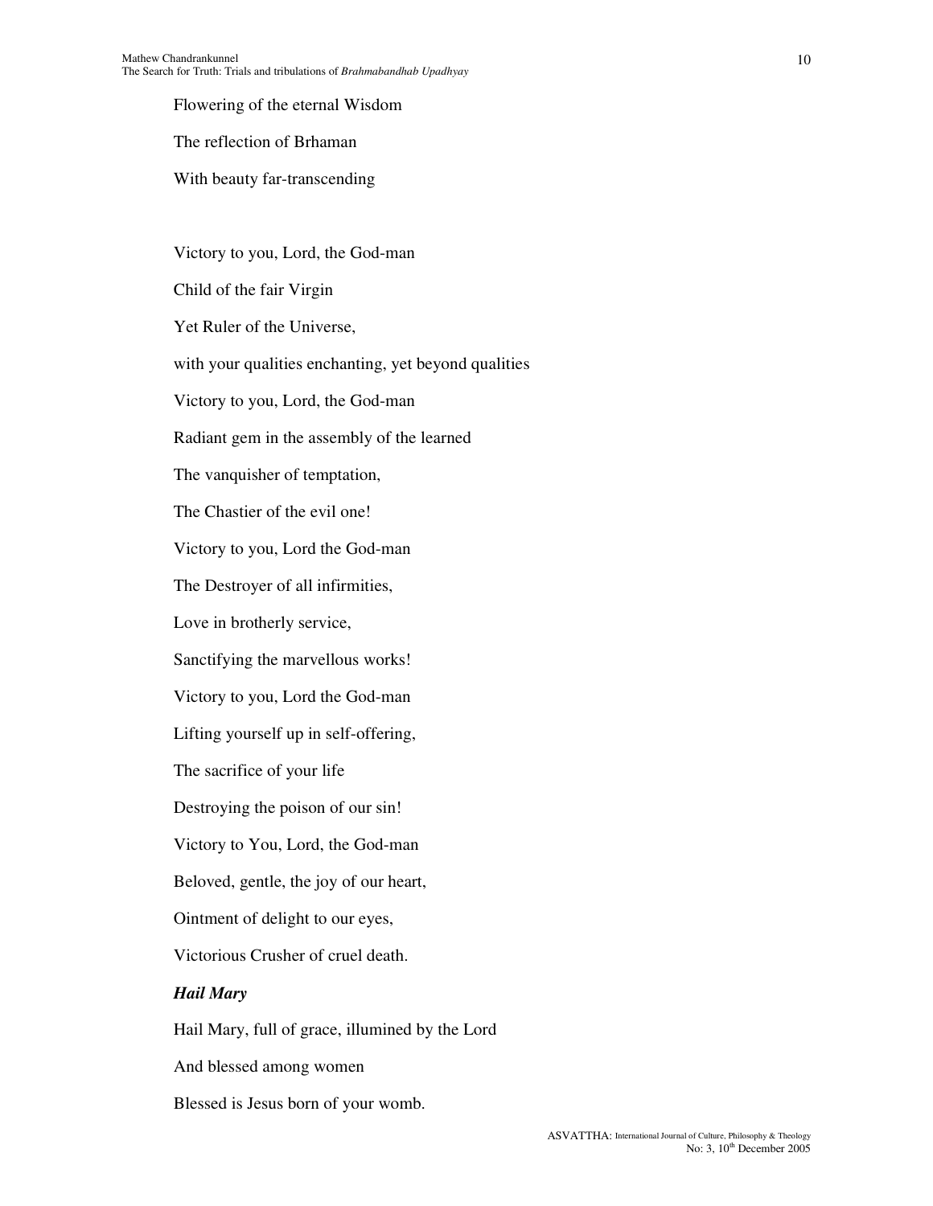Flowering of the eternal Wisdom

The reflection of Brhaman

With beauty far-transcending

Victory to you, Lord, the God-man

Child of the fair Virgin

Yet Ruler of the Universe,

with your qualities enchanting, yet beyond qualities

Victory to you, Lord, the God-man

Radiant gem in the assembly of the learned

The vanquisher of temptation,

The Chastier of the evil one!

Victory to you, Lord the God-man

The Destroyer of all infirmities,

Love in brotherly service,

Sanctifying the marvellous works!

Victory to you, Lord the God-man

Lifting yourself up in self-offering,

The sacrifice of your life

Destroying the poison of our sin!

Victory to You, Lord, the God-man

Beloved, gentle, the joy of our heart,

Ointment of delight to our eyes,

Victorious Crusher of cruel death.

***Hail Mary***

Hail Mary, full of grace, illumined by the Lord

And blessed among women

Blessed is Jesus born of your womb.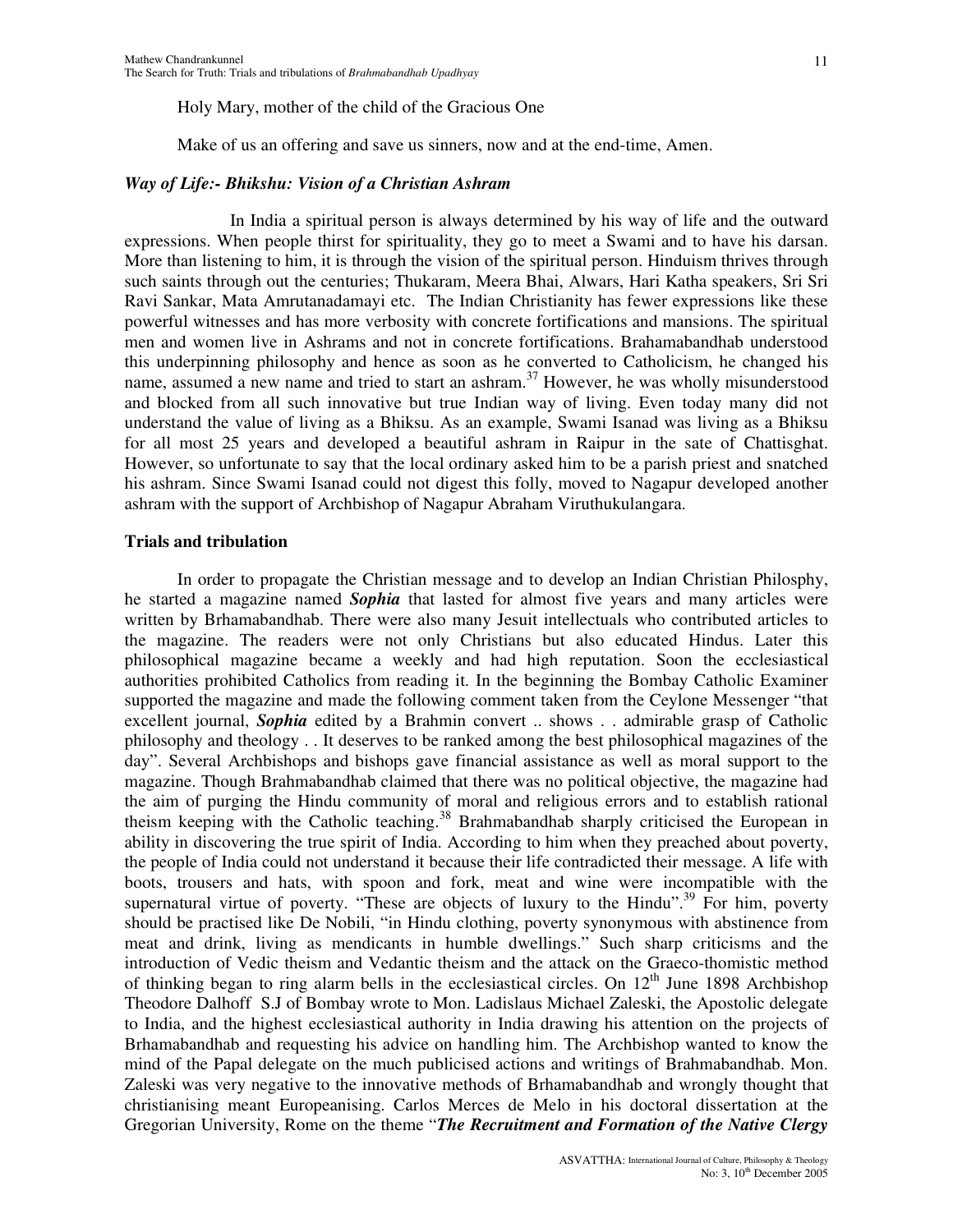Holy Mary, mother of the child of the Gracious One

Make of us an offering and save us sinners, now and at the end-time, Amen.

### *Way of Life:- Bhikshu: Vision of a Christian Ashram*

In India a spiritual person is always determined by his way of life and the outward expressions. When people thirst for spirituality, they go to meet a Swami and to have his darsan. More than listening to him, it is through the vision of the spiritual person. Hinduism thrives through such saints through out the centuries; Thukaram, Meera Bhai, Alwars, Hari Katha speakers, Sri Sri Ravi Sankar, Mata Amrutanadamayi etc. The Indian Christianity has fewer expressions like these powerful witnesses and has more verbosity with concrete fortifications and mansions. The spiritual men and women live in Ashrams and not in concrete fortifications. Brahamabandhab understood this underpinning philosophy and hence as soon as he converted to Catholicism, he changed his name, assumed a new name and tried to start an ashram.[37] However, he was wholly misunderstood and blocked from all such innovative but true Indian way of living. Even today many did not understand the value of living as a Bhiksu. As an example, Swami Isanad was living as a Bhiksu for all most 25 years and developed a beautiful ashram in Raipur in the sate of Chattisghat. However, so unfortunate to say that the local ordinary asked him to be a parish priest and snatched his ashram. Since Swami Isanad could not digest this folly, moved to Nagapur developed another ashram with the support of Archbishop of Nagapur Abraham Viruthukulangara.

### Trials and tribulation

In order to propagate the Christian message and to develop an Indian Christian Philospohy, he started a magazine named ***Sophia*** that lasted for almost five years and many articles were written by Brhamabandhab. There were also many Jesuit intellectuals who contributed articles to the magazine. The readers were not only Christians but also educated Hindus. Later this philosophical magazine became a weekly and had high reputation. Soon the ecclesiastical authorities prohibited Catholics from reading it. In the beginning the Bombay Catholic Examiner supported the magazine and made the following comment taken from the Ceylone Messenger "that excellent journal, ***Sophia*** edited by a Brahmin convert .. shows . . admirable grasp of Catholic philosophy and theology . . It deserves to be ranked among the best philosophical magazines of the day". Several Archbishops and bishops gave financial assistance as well as moral support to the magazine. Though Brahmabandhab claimed that there was no political objective, the magazine had the aim of purging the Hindu community of moral and religious errors and to establish rational theism keeping with the Catholic teaching.[38] Brahmabandhab sharply criticised the European in ability in discovering the true spirit of India. According to him when they preached about poverty, the people of India could not understand it because their life contradicted their message. A life with boots, trousers and hats, with spoon and fork, meat and wine were incompatible with the supernatural virtue of poverty. "These are objects of luxury to the Hindu".[39] For him, poverty should be practised like De Nobili, "in Hindu clothing, poverty synonymous with abstinence from meat and drink, living as mendicants in humble dwellings." Such sharp criticisms and the introduction of Vedic theism and Vedantic theism and the attack on the Graeco-thomistic method of thinking began to ring alarm bells in the ecclesiastical circles. On 12th June 1898 Archbishop Theodore Dalhoff S.J of Bombay wrote to Mon. Ladislaus Michael Zaleski, the Apostolic delegate to India, and the highest ecclesiastical authority in India drawing his attention on the projects of Brhamabandhab and requesting his advice on handling him. The Archbishop wanted to know the mind of the Papal delegate on the much publicised actions and writings of Brahmabandhab. Mon. Zaleski was very negative to the innovative methods of Brhamabandhab and wrongly thought that christianising meant Europeanising. Carlos Merces de Melo in his doctoral dissertation at the Gregorian University, Rome on the theme "***The Recruitment and Formation of the Native Clergy***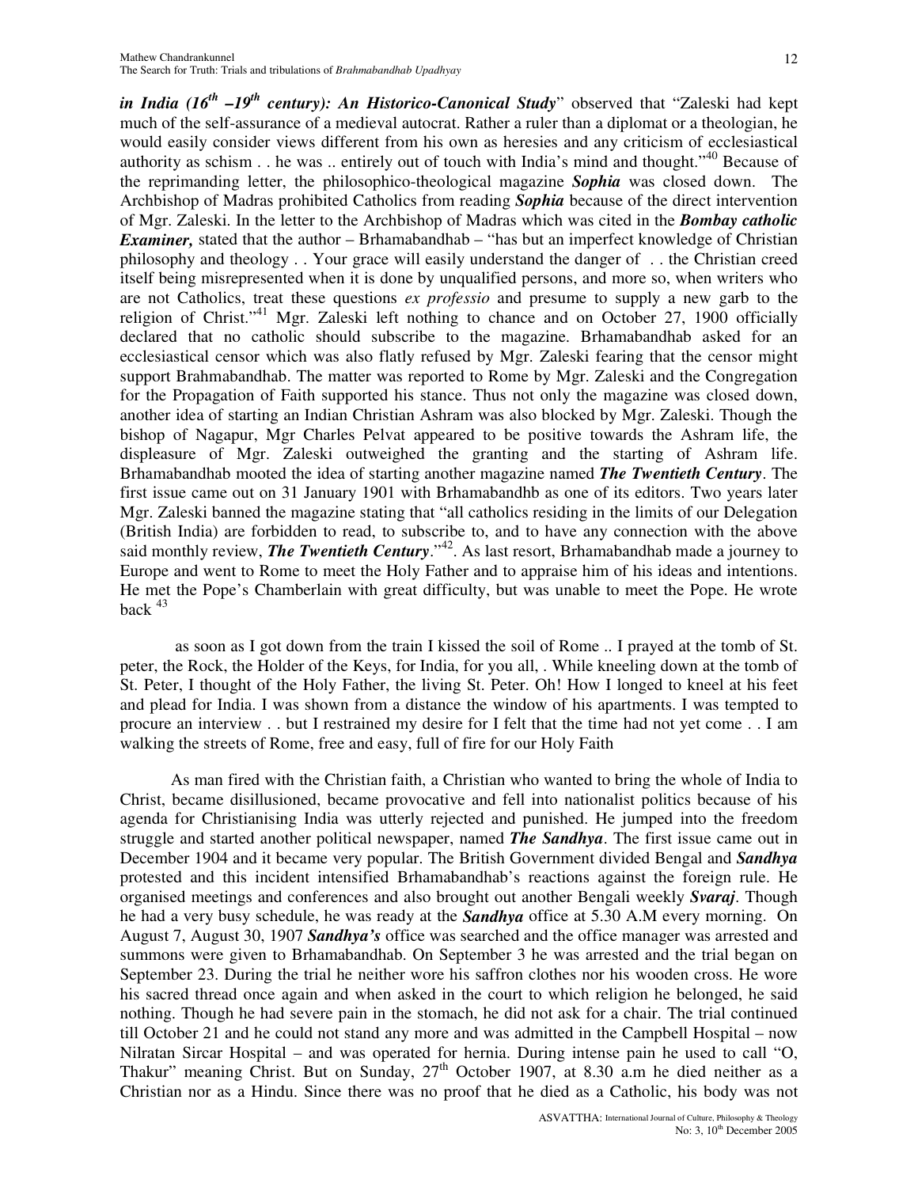***in India (16th –19th century): An Historico-Canonical Study***" observed that "Zaleski had kept much of the self-assurance of a medieval autocrat. Rather a ruler than a diplomat or a theologian, he would easily consider views different from his own as heresies and any criticism of ecclesiastical authority as schism . . he was .. entirely out of touch with India's mind and thought."[40] Because of the reprimanding letter, the philosophico-theological magazine ***Sophia*** was closed down. The Archbishop of Madras prohibited Catholics from reading ***Sophia*** because of the direct intervention of Mgr. Zaleski. In the letter to the Archbishop of Madras which was cited in the ***Bombay catholic Examiner,*** stated that the author – Brhamabandhab – "has but an imperfect knowledge of Christian philosophy and theology . . Your grace will easily understand the danger of . . the Christian creed itself being misrepresented when it is done by unqualified persons, and more so, when writers who are not Catholics, treat these questions *ex professio* and presume to supply a new garb to the religion of Christ."[41] Mgr. Zaleski left nothing to chance and on October 27, 1900 officially declared that no catholic should subscribe to the magazine. Brhamabandhab asked for an ecclesiastical censor which was also flatly refused by Mgr. Zaleski fearing that the censor might support Brahmabandhab. The matter was reported to Rome by Mgr. Zaleski and the Congregation for the Propagation of Faith supported his stance. Thus not only the magazine was closed down, another idea of starting an Indian Christian Ashram was also blocked by Mgr. Zaleski. Though the bishop of Nagapur, Mgr Charles Pelvat appeared to be positive towards the Ashram life, the displeasure of Mgr. Zaleski outweighed the granting and the starting of Ashram life. Brhamabandhab mooted the idea of starting another magazine named ***The Twentieth Century***. The first issue came out on 31 January 1901 with Brhamabandhb as one of its editors. Two years later Mgr. Zaleski banned the magazine stating that "all catholics residing in the limits of our Delegation (British India) are forbidden to read, to subscribe to, and to have any connection with the above said monthly review, ***The Twentieth Century***."[42]. As last resort, Brhamabandhab made a journey to Europe and went to Rome to meet the Holy Father and to appraise him of his ideas and intentions. He met the Pope's Chamberlain with great difficulty, but was unable to meet the Pope. He wrote back [43]

> as soon as I got down from the train I kissed the soil of Rome .. I prayed at the tomb of St. peter, the Rock, the Holder of the Keys, for India, for you all, . While kneeling down at the tomb of St. Peter, I thought of the Holy Father, the living St. Peter. Oh! How I longed to kneel at his feet and plead for India. I was shown from a distance the window of his apartments. I was tempted to procure an interview . . but I restrained my desire for I felt that the time had not yet come . . I am walking the streets of Rome, free and easy, full of fire for our Holy Faith

As man fired with the Christian faith, a Christian who wanted to bring the whole of India to Christ, became disillusioned, became provocative and fell into nationalist politics because of his agenda for Christianising India was utterly rejected and punished. He jumped into the freedom struggle and started another political newspaper, named ***The Sandhya***. The first issue came out in December 1904 and it became very popular. The British Government divided Bengal and ***Sandhya*** protested and this incident intensified Brhamabandhab's reactions against the foreign rule. He organised meetings and conferences and also brought out another Bengali weekly ***Svaraj***. Though he had a very busy schedule, he was ready at the ***Sandhya*** office at 5.30 A.M every morning. On August 7, August 30, 1907 ***Sandhya's*** office was searched and the office manager was arrested and summons were given to Brhamabandhab. On September 3 he was arrested and the trial began on September 23. During the trial he neither wore his saffron clothes nor his wooden cross. He wore his sacred thread once again and when asked in the court to which religion he belonged, he said nothing. Though he had severe pain in the stomach, he did not ask for a chair. The trial continued till October 21 and he could not stand any more and was admitted in the Campbell Hospital – now Nilratan Sircar Hospital – and was operated for hernia. During intense pain he used to call "O, Thakur" meaning Christ. But on Sunday, 27th October 1907, at 8.30 a.m he died neither as a Christian nor as a Hindu. Since there was no proof that he died as a Catholic, his body was not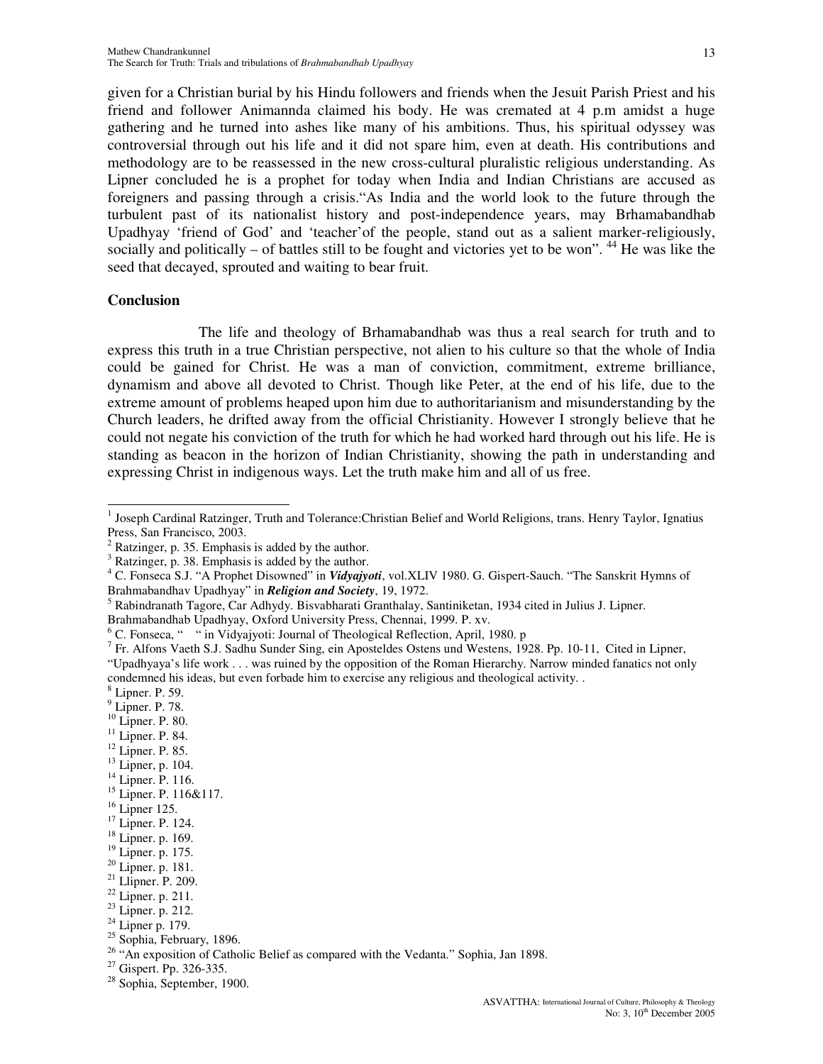given for a Christian burial by his Hindu followers and friends when the Jesuit Parish Priest and his friend and follower Animannda claimed his body. He was cremated at 4 p.m amidst a huge gathering and he turned into ashes like many of his ambitions. Thus, his spiritual odyssey was controversial through out his life and it did not spare him, even at death. His contributions and methodology are to be reassessed in the new cross-cultural pluralistic religious understanding. As Lipner concluded he is a prophet for today when India and Indian Christians are accused as foreigners and passing through a crisis."As India and the world look to the future through the turbulent past of its nationalist history and post-independence years, may Brhamabandhab Upadhyay 'friend of God' and 'teacher'of the people, stand out as a salient marker-religiously, socially and politically – of battles still to be fought and victories yet to be won". [44] He was like the seed that decayed, sprouted and waiting to bear fruit.

**Conclusion**

The life and theology of Brhamabandhab was thus a real search for truth and to express this truth in a true Christian perspective, not alien to his culture so that the whole of India could be gained for Christ. He was a man of conviction, commitment, extreme brilliance, dynamism and above all devoted to Christ. Though like Peter, at the end of his life, due to the extreme amount of problems heaped upon him due to authoritarianism and misunderstanding by the Church leaders, he drifted away from the official Christianity. However I strongly believe that he could not negate his conviction of the truth for which he had worked hard through out his life. He is standing as beacon in the horizon of Indian Christianity, showing the path in understanding and expressing Christ in indigenous ways. Let the truth make him and all of us free.

---

[1] Joseph Cardinal Ratzinger, Truth and Tolerance:Christian Belief and World Religions, trans. Henry Taylor, Ignatius Press, San Francisco, 2003.
[2] Ratzinger, p. 35. Emphasis is added by the author.
[3] Ratzinger, p. 38. Emphasis is added by the author.
[4] C. Fonseca S.J. "A Prophet Disowned" in ***Vidyajyoti***, vol.XLIV 1980. G. Gispert-Sauch. "The Sanskrit Hymns of Brahmabandhav Upadhyay" in ***Religion and Society***, 19, 1972.
[5] Rabindranath Tagore, Car Adhydy. Bisvabharati Granthalay, Santiniketan, 1934 cited in Julius J. Lipner. Brahmabandhab Upadhyay, Oxford University Press, Chennai, 1999. P. xv.
[6] C. Fonseca, " " in Vidyajyoti: Journal of Theological Reflection, April, 1980. p
[7] Fr. Alfons Vaeth S.J. Sadhu Sunder Sing, ein Aposteldes Ostens und Westens, 1928. Pp. 10-11, Cited in Lipner, "Upadhyaya's life work . . . was ruined by the opposition of the Roman Hierarchy. Narrow minded fanatics not only condemned his ideas, but even forbade him to exercise any religious and theological activity. .
[8] Lipner. P. 59.
[9] Lipner. P. 78.
[10] Lipner. P. 80.
[11] Lipner. P. 84.
[12] Lipner. P. 85.
[13] Lipner, p. 104.
[14] Lipner. P. 116.
[15] Lipner. P. 116&117.
[16] Lipner 125.
[17] Lipner. P. 124.
[18] Lipner. p. 169.
[19] Lipner. p. 175.
[20] Lipner. p. 181.
[21] Llipner. P. 209.
[22] Lipner. p. 211.
[23] Lipner. p. 212.
[24] Lipner p. 179.
[25] Sophia, February, 1896.
[26] "An exposition of Catholic Belief as compared with the Vedanta." Sophia, Jan 1898.
[27] Gispert. Pp. 326-335.
[28] Sophia, September, 1900.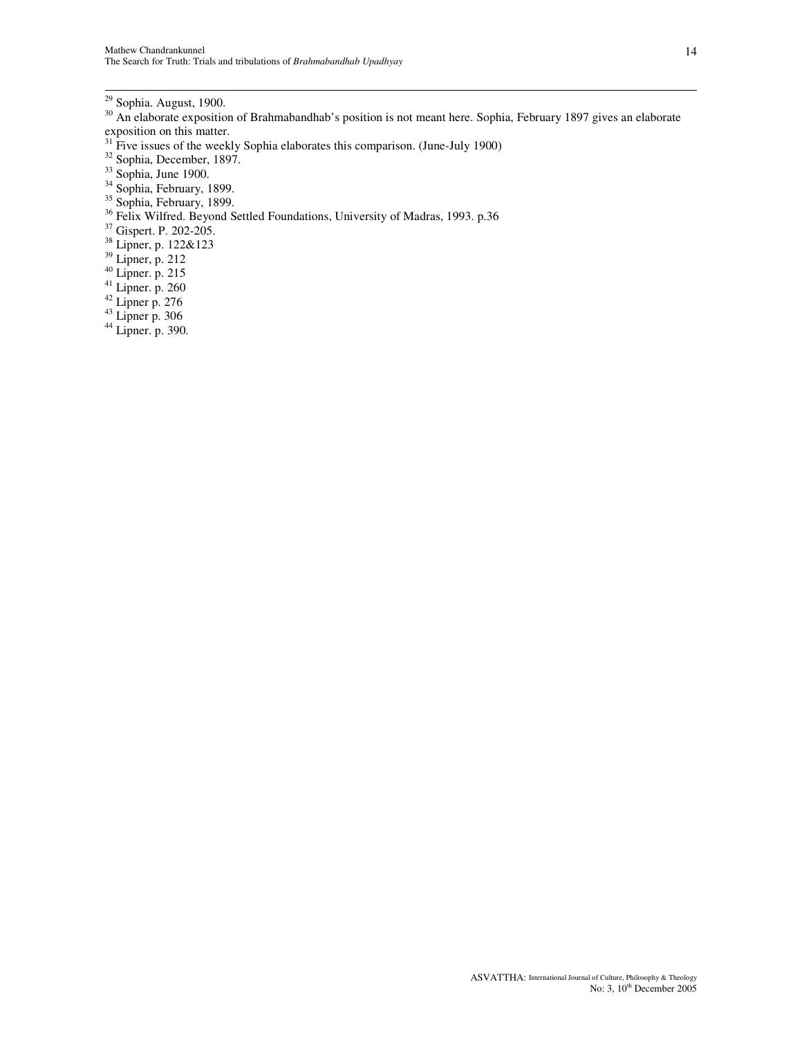[29] Sophia. August, 1900.

[30] An elaborate exposition of Brahmabandhab's position is not meant here. Sophia, February 1897 gives an elaborate exposition on this matter.

[31] Five issues of the weekly Sophia elaborates this comparison. (June-July 1900)

[32] Sophia, December, 1897.

[33] Sophia, June 1900.

[34] Sophia, February, 1899.

[35] Sophia, February, 1899.

[36] Felix Wilfred. Beyond Settled Foundations, University of Madras, 1993. p.36

[37] Gispert. P. 202-205.

[38] Lipner, p. 122&123

[39] Lipner, p. 212

[40] Lipner. p. 215

[41] Lipner. p. 260

[42] Lipner p. 276

[43] Lipner p. 306

[44] Lipner. p. 390.